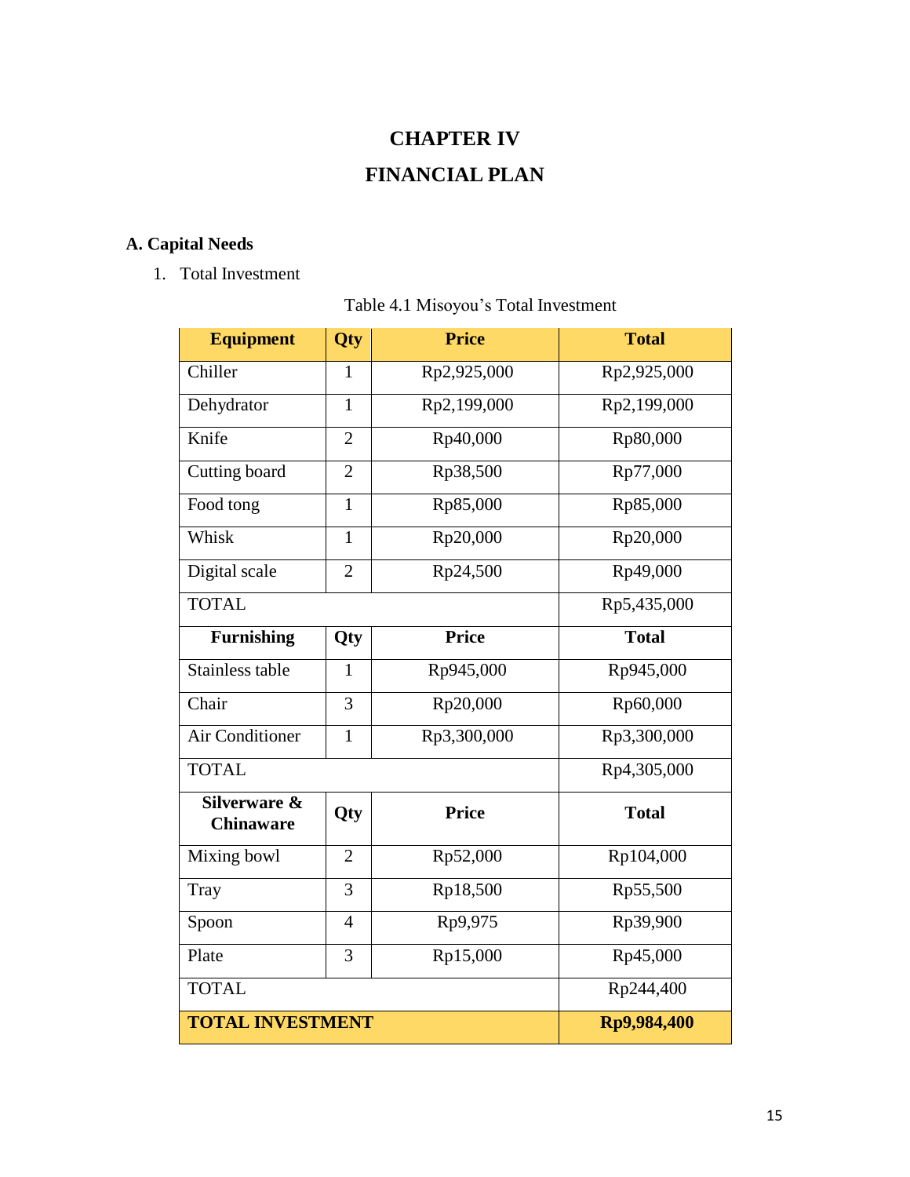# CHAPTER IV

# FINANCIAL PLAN

## A. Capital Needs

1. Total Investment

Table 4.1 Misoyou's Total Investment

| Equipment | Qty | Price | Total |
|---|---|---|---|
| Chiller | 1 | Rp2,925,000 | Rp2,925,000 |
| Dehydrator | 1 | Rp2,199,000 | Rp2,199,000 |
| Knife | 2 | Rp40,000 | Rp80,000 |
| Cutting board | 2 | Rp38,500 | Rp77,000 |
| Food tong | 1 | Rp85,000 | Rp85,000 |
| Whisk | 1 | Rp20,000 | Rp20,000 |
| Digital scale | 2 | Rp24,500 | Rp49,000 |
| TOTAL | | | Rp5,435,000 |
| **Furnishing** | **Qty** | **Price** | **Total** |
| Stainless table | 1 | Rp945,000 | Rp945,000 |
| Chair | 3 | Rp20,000 | Rp60,000 |
| Air Conditioner | 1 | Rp3,300,000 | Rp3,300,000 |
| TOTAL | | | Rp4,305,000 |
| **Silverware & Chinaware** | **Qty** | **Price** | **Total** |
| Mixing bowl | 2 | Rp52,000 | Rp104,000 |
| Tray | 3 | Rp18,500 | Rp55,500 |
| Spoon | 4 | Rp9,975 | Rp39,900 |
| Plate | 3 | Rp15,000 | Rp45,000 |
| TOTAL | | | Rp244,400 |
| **TOTAL INVESTMENT** | | | **Rp9,984,400** |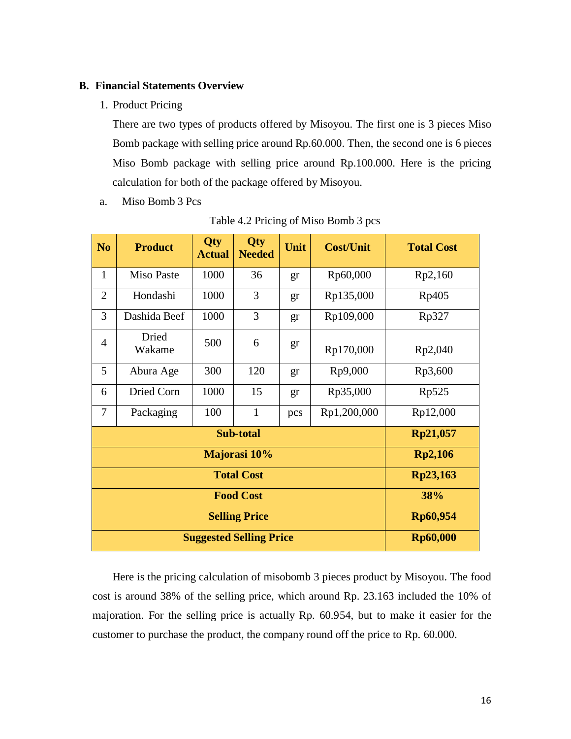## B. Financial Statements Overview

1. Product Pricing

   There are two types of products offered by Misoyou. The first one is 3 pieces Miso Bomb package with selling price around Rp.60.000. Then, the second one is 6 pieces Miso Bomb package with selling price around Rp.100.000. Here is the pricing calculation for both of the package offered by Misoyou.

a. Miso Bomb 3 Pcs

Table 4.2 Pricing of Miso Bomb 3 pcs

| No | Product | Qty Actual | Qty Needed | Unit | Cost/Unit | Total Cost |
|---|---|---|---|---|---|---|
| 1 | Miso Paste | 1000 | 36 | gr | Rp60,000 | Rp2,160 |
| 2 | Hondashi | 1000 | 3 | gr | Rp135,000 | Rp405 |
| 3 | Dashida Beef | 1000 | 3 | gr | Rp109,000 | Rp327 |
| 4 | Dried Wakame | 500 | 6 | gr | Rp170,000 | Rp2,040 |
| 5 | Abura Age | 300 | 120 | gr | Rp9,000 | Rp3,600 |
| 6 | Dried Corn | 1000 | 15 | gr | Rp35,000 | Rp525 |
| 7 | Packaging | 100 | 1 | pcs | Rp1,200,000 | Rp12,000 |
| **Sub-total** | | | | | | **Rp21,057** |
| **Majorasi 10%** | | | | | | **Rp2,106** |
| **Total Cost** | | | | | | **Rp23,163** |
| **Food Cost** | | | | | | **38%** |
| **Selling Price** | | | | | | **Rp60,954** |
| **Suggested Selling Price** | | | | | | **Rp60,000** |

Here is the pricing calculation of misobomb 3 pieces product by Misoyou. The food cost is around 38% of the selling price, which around Rp. 23.163 included the 10% of majoration. For the selling price is actually Rp. 60.954, but to make it easier for the customer to purchase the product, the company round off the price to Rp. 60.000.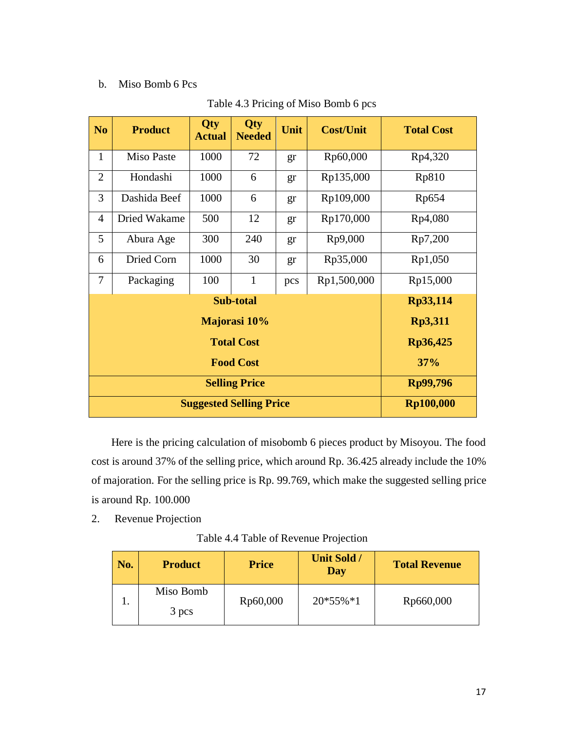b. Miso Bomb 6 Pcs

Table 4.3 Pricing of Miso Bomb 6 pcs

| No | Product | Qty Actual | Qty Needed | Unit | Cost/Unit | Total Cost |
|---|---|---|---|---|---|---|
| 1 | Miso Paste | 1000 | 72 | gr | Rp60,000 | Rp4,320 |
| 2 | Hondashi | 1000 | 6 | gr | Rp135,000 | Rp810 |
| 3 | Dashida Beef | 1000 | 6 | gr | Rp109,000 | Rp654 |
| 4 | Dried Wakame | 500 | 12 | gr | Rp170,000 | Rp4,080 |
| 5 | Abura Age | 300 | 240 | gr | Rp9,000 | Rp7,200 |
| 6 | Dried Corn | 1000 | 30 | gr | Rp35,000 | Rp1,050 |
| 7 | Packaging | 100 | 1 | pcs | Rp1,500,000 | Rp15,000 |
| **Sub-total** | | | | | | **Rp33,114** |
| **Majorasi 10%** | | | | | | **Rp3,311** |
| **Total Cost** | | | | | | **Rp36,425** |
| **Food Cost** | | | | | | **37%** |
| **Selling Price** | | | | | | **Rp99,796** |
| **Suggested Selling Price** | | | | | | **Rp100,000** |

Here is the pricing calculation of misobomb 6 pieces product by Misoyou. The food cost is around 37% of the selling price, which around Rp. 36.425 already include the 10% of majoration. For the selling price is Rp. 99.769, which make the suggested selling price is around Rp. 100.000

2. Revenue Projection

Table 4.4 Table of Revenue Projection

| No. | Product | Price | Unit Sold / Day | Total Revenue |
|---|---|---|---|---|
| 1. | Miso Bomb 3 pcs | Rp60,000 | 20*55%*1 | Rp660,000 |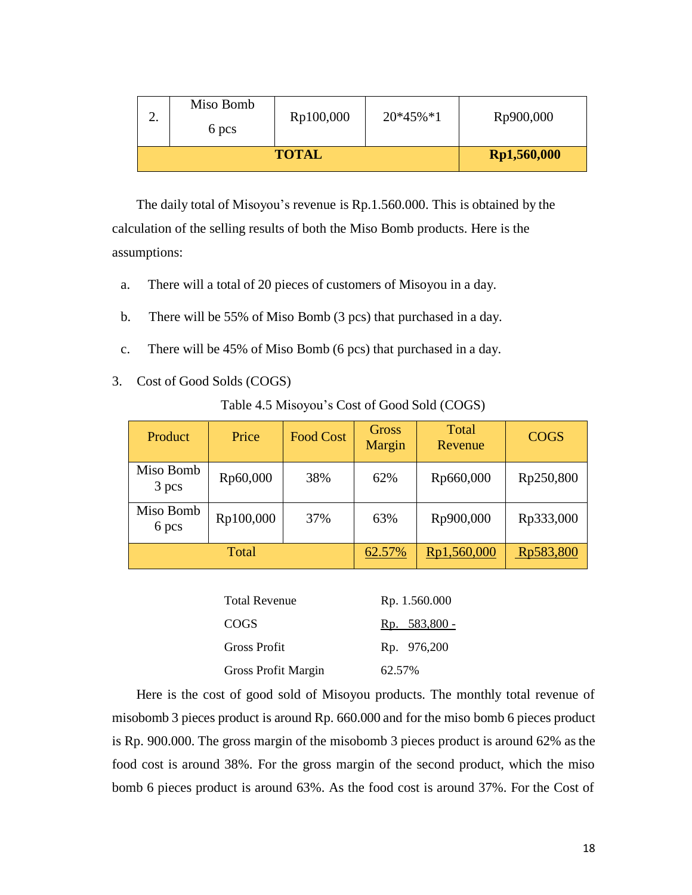| | | | | |
|---|---|---|---|---|
| 2. | Miso Bomb 6 pcs | Rp100,000 | 20*45%*1 | Rp900,000 |
| **TOTAL** | | | | **Rp1,560,000** |

The daily total of Misoyou's revenue is Rp.1.560.000. This is obtained by the calculation of the selling results of both the Miso Bomb products. Here is the assumptions:

a. There will a total of 20 pieces of customers of Misoyou in a day.

b. There will be 55% of Miso Bomb (3 pcs) that purchased in a day.

c. There will be 45% of Miso Bomb (6 pcs) that purchased in a day.

3. Cost of Good Solds (COGS)

Table 4.5 Misoyou's Cost of Good Sold (COGS)

| Product | Price | Food Cost | Gross Margin | Total Revenue | COGS |
|---|---|---|---|---|---|
| Miso Bomb 3 pcs | Rp60,000 | 38% | 62% | Rp660,000 | Rp250,800 |
| Miso Bomb 6 pcs | Rp100,000 | 37% | 63% | Rp900,000 | Rp333,000 |
| Total | | | 62.57% | Rp1,560,000 | Rp583,800 |

| | |
|---|---|
| Total Revenue | Rp. 1.560.000 |
| COGS | Rp. 583,800 - |
| Gross Profit | Rp. 976,200 |
| Gross Profit Margin | 62.57% |

Here is the cost of good sold of Misoyou products. The monthly total revenue of misobomb 3 pieces product is around Rp. 660.000 and for the miso bomb 6 pieces product is Rp. 900.000. The gross margin of the misobomb 3 pieces product is around 62% as the food cost is around 38%. For the gross margin of the second product, which the miso bomb 6 pieces product is around 63%. As the food cost is around 37%. For the Cost of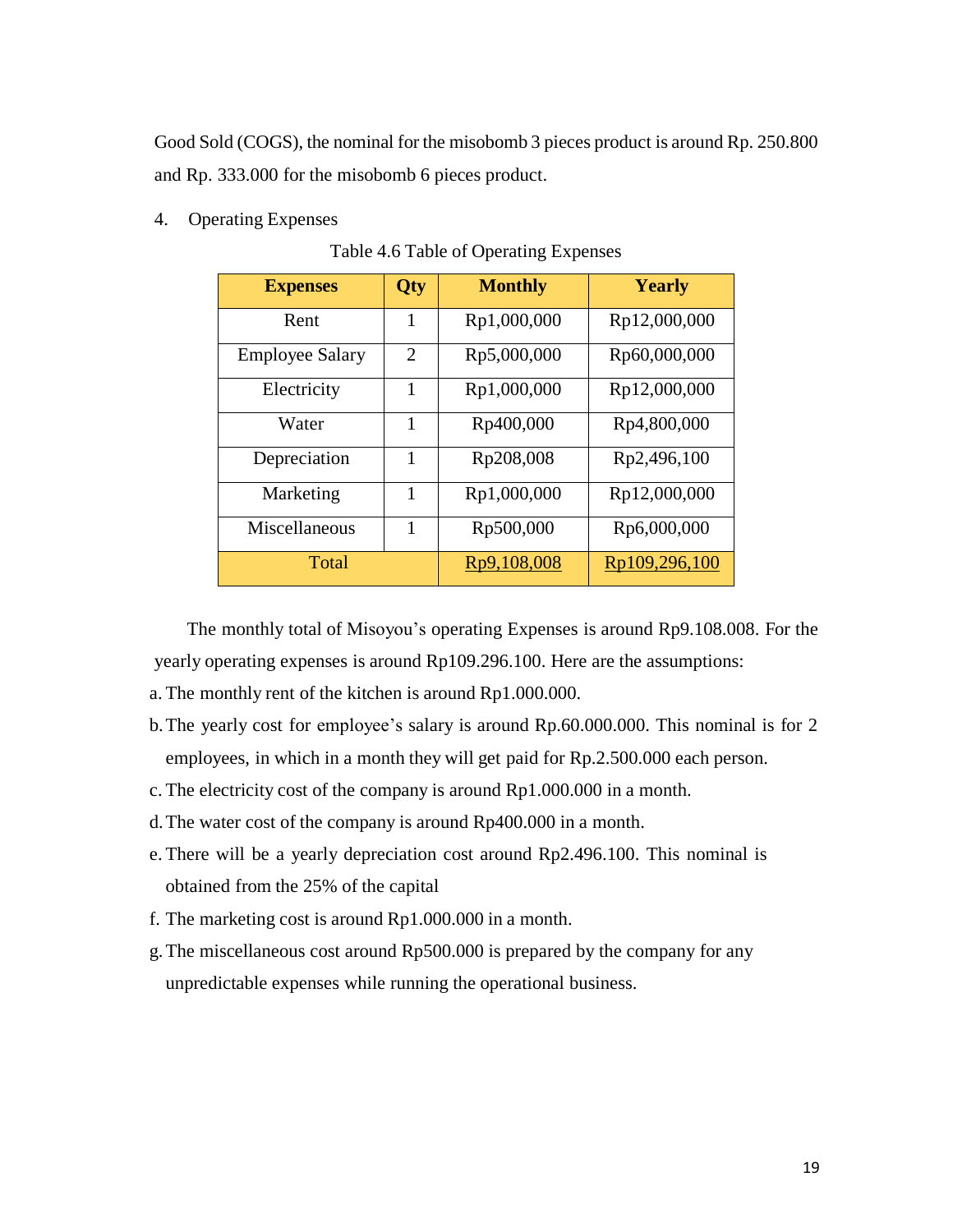Good Sold (COGS), the nominal for the misobomb 3 pieces product is around Rp. 250.800 and Rp. 333.000 for the misobomb 6 pieces product.

4. Operating Expenses

Table 4.6 Table of Operating Expenses

| Expenses | Qty | Monthly | Yearly |
|---|---|---|---|
| Rent | 1 | Rp1,000,000 | Rp12,000,000 |
| Employee Salary | 2 | Rp5,000,000 | Rp60,000,000 |
| Electricity | 1 | Rp1,000,000 | Rp12,000,000 |
| Water | 1 | Rp400,000 | Rp4,800,000 |
| Depreciation | 1 | Rp208,008 | Rp2,496,100 |
| Marketing | 1 | Rp1,000,000 | Rp12,000,000 |
| Miscellaneous | 1 | Rp500,000 | Rp6,000,000 |
| Total | | Rp9,108,008 | Rp109,296,100 |

The monthly total of Misoyou's operating Expenses is around Rp9.108.008. For the yearly operating expenses is around Rp109.296.100. Here are the assumptions:

a. The monthly rent of the kitchen is around Rp1.000.000.

b. The yearly cost for employee's salary is around Rp.60.000.000. This nominal is for 2 employees, in which in a month they will get paid for Rp.2.500.000 each person.

c. The electricity cost of the company is around Rp1.000.000 in a month.

d. The water cost of the company is around Rp400.000 in a month.

e. There will be a yearly depreciation cost around Rp2.496.100. This nominal is obtained from the 25% of the capital

f. The marketing cost is around Rp1.000.000 in a month.

g. The miscellaneous cost around Rp500.000 is prepared by the company for any unpredictable expenses while running the operational business.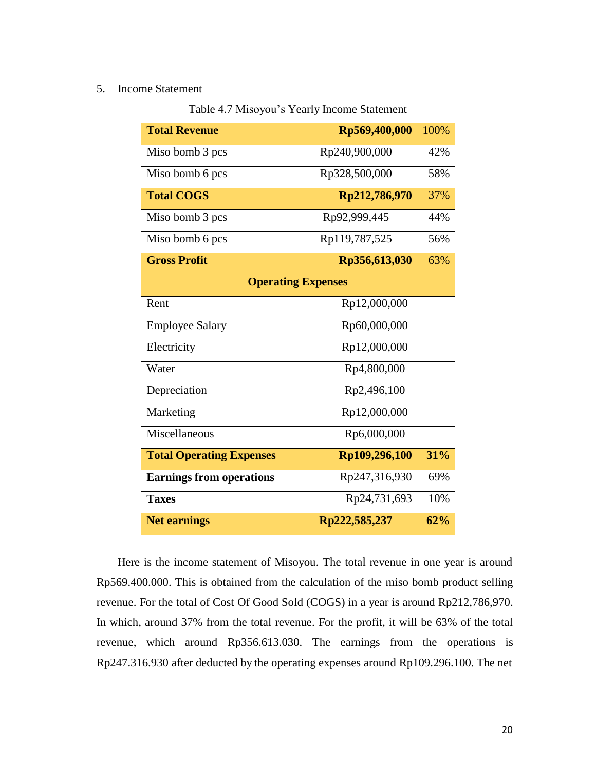5. Income Statement

Table 4.7 Misoyou's Yearly Income Statement

| | | |
|---|---|---|
| **Total Revenue** | **Rp569,400,000** | 100% |
| Miso bomb 3 pcs | Rp240,900,000 | 42% |
| Miso bomb 6 pcs | Rp328,500,000 | 58% |
| **Total COGS** | **Rp212,786,970** | 37% |
| Miso bomb 3 pcs | Rp92,999,445 | 44% |
| Miso bomb 6 pcs | Rp119,787,525 | 56% |
| **Gross Profit** | **Rp356,613,030** | 63% |
| **Operating Expenses** | | |
| Rent | Rp12,000,000 | |
| Employee Salary | Rp60,000,000 | |
| Electricity | Rp12,000,000 | |
| Water | Rp4,800,000 | |
| Depreciation | Rp2,496,100 | |
| Marketing | Rp12,000,000 | |
| Miscellaneous | Rp6,000,000 | |
| **Total Operating Expenses** | **Rp109,296,100** | **31%** |
| **Earnings from operations** | Rp247,316,930 | 69% |
| **Taxes** | Rp24,731,693 | 10% |
| **Net earnings** | **Rp222,585,237** | **62%** |

Here is the income statement of Misoyou. The total revenue in one year is around Rp569.400.000. This is obtained from the calculation of the miso bomb product selling revenue. For the total of Cost Of Good Sold (COGS) in a year is around Rp212,786,970. In which, around 37% from the total revenue. For the profit, it will be 63% of the total revenue, which around Rp356.613.030. The earnings from the operations is Rp247.316.930 after deducted by the operating expenses around Rp109.296.100. The net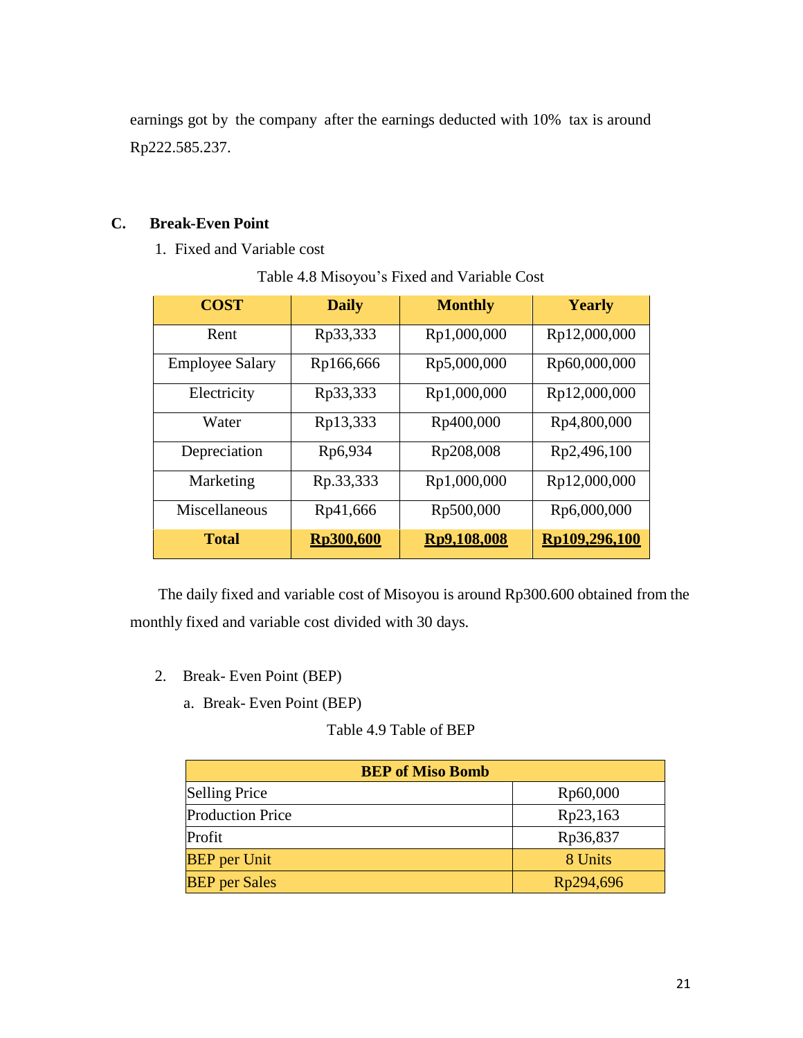earnings got by the company after the earnings deducted with 10% tax is around Rp222.585.237.

## C. Break-Even Point

1. Fixed and Variable cost

Table 4.8 Misoyou's Fixed and Variable Cost

| COST | Daily | Monthly | Yearly |
|---|---|---|---|
| Rent | Rp33,333 | Rp1,000,000 | Rp12,000,000 |
| Employee Salary | Rp166,666 | Rp5,000,000 | Rp60,000,000 |
| Electricity | Rp33,333 | Rp1,000,000 | Rp12,000,000 |
| Water | Rp13,333 | Rp400,000 | Rp4,800,000 |
| Depreciation | Rp6,934 | Rp208,008 | Rp2,496,100 |
| Marketing | Rp.33,333 | Rp1,000,000 | Rp12,000,000 |
| Miscellaneous | Rp41,666 | Rp500,000 | Rp6,000,000 |
| **Total** | **Rp300,600** | **Rp9,108,008** | **Rp109,296,100** |

The daily fixed and variable cost of Misoyou is around Rp300.600 obtained from the monthly fixed and variable cost divided with 30 days.

2. Break- Even Point (BEP)

   a. Break- Even Point (BEP)

Table 4.9 Table of BEP

| BEP of Miso Bomb | |
|---|---|
| Selling Price | Rp60,000 |
| Production Price | Rp23,163 |
| Profit | Rp36,837 |
| BEP per Unit | 8 Units |
| BEP per Sales | Rp294,696 |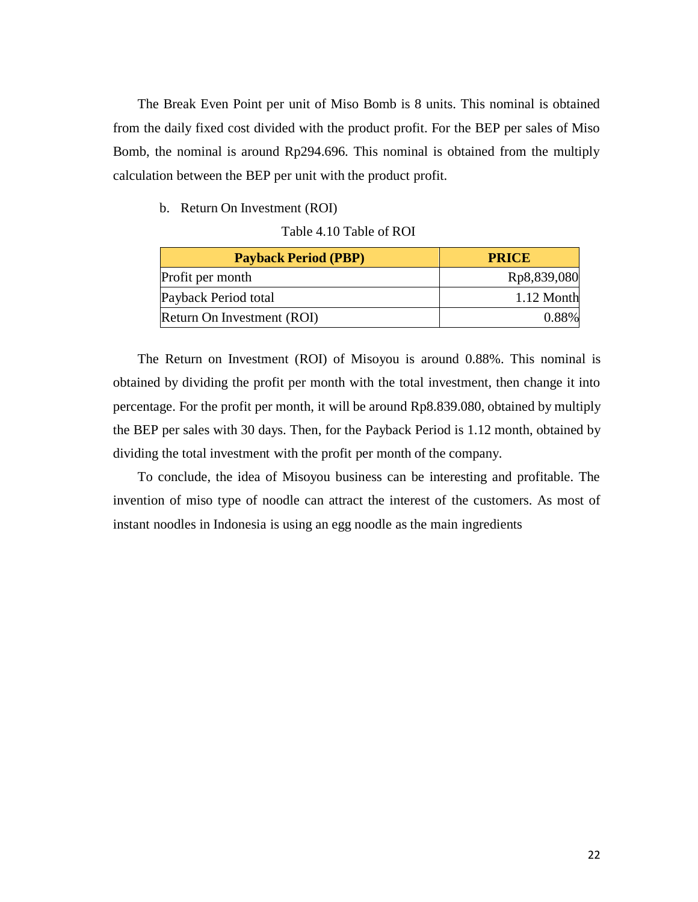The Break Even Point per unit of Miso Bomb is 8 units. This nominal is obtained from the daily fixed cost divided with the product profit. For the BEP per sales of Miso Bomb, the nominal is around Rp294.696. This nominal is obtained from the multiply calculation between the BEP per unit with the product profit.

b. Return On Investment (ROI)

Table 4.10 Table of ROI

| Payback Period (PBP) | PRICE |
|---|---|
| Profit per month | Rp8,839,080 |
| Payback Period total | 1.12 Month |
| Return On Investment (ROI) | 0.88% |

The Return on Investment (ROI) of Misoyou is around 0.88%. This nominal is obtained by dividing the profit per month with the total investment, then change it into percentage. For the profit per month, it will be around Rp8.839.080, obtained by multiply the BEP per sales with 30 days. Then, for the Payback Period is 1.12 month, obtained by dividing the total investment with the profit per month of the company.

To conclude, the idea of Misoyou business can be interesting and profitable. The invention of miso type of noodle can attract the interest of the customers. As most of instant noodles in Indonesia is using an egg noodle as the main ingredients